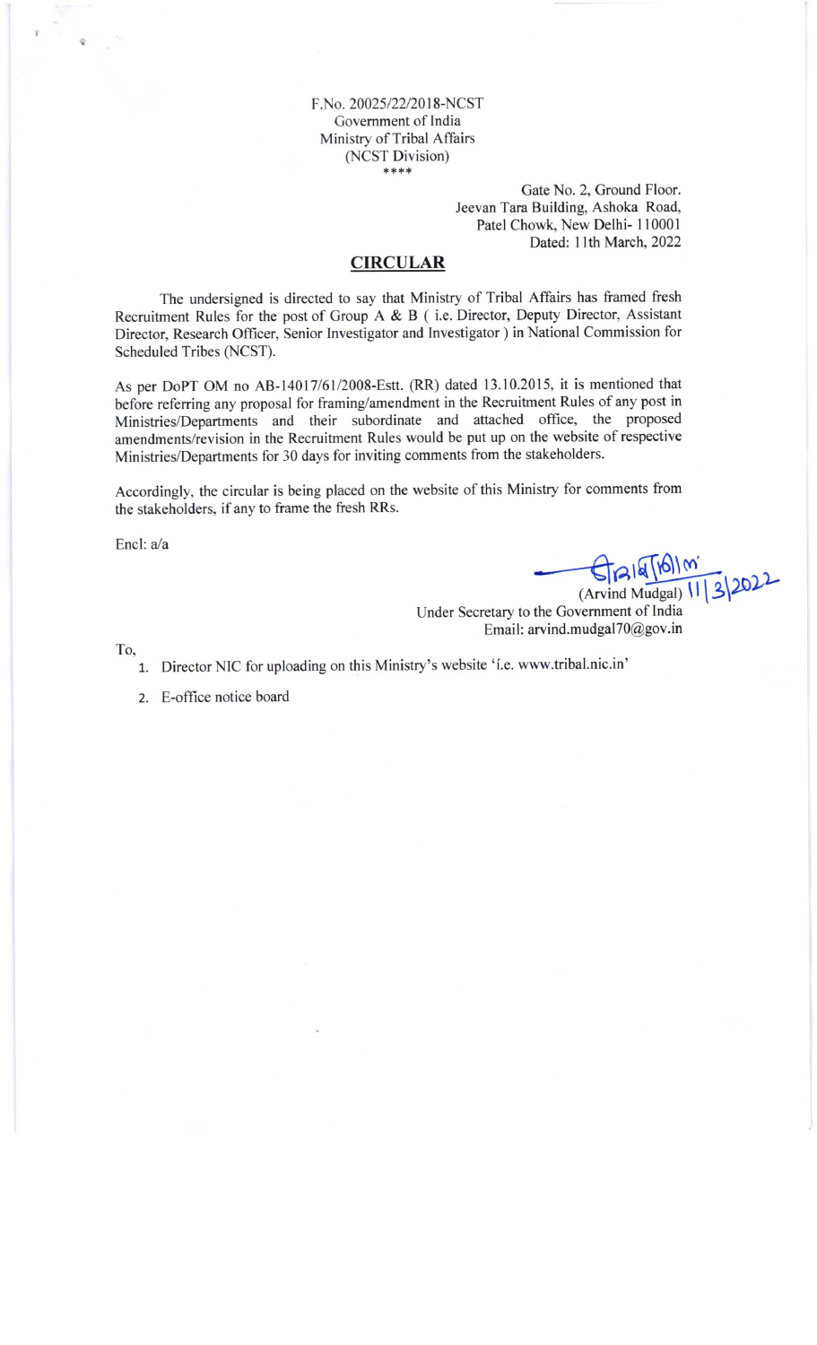F.No. 20025/22/2018-NCST
Government of India
Ministry of Tribal Affairs
(NCST Division)
****

Gate No. 2, Ground Floor.
Jeevan Tara Building, Ashoka Road,
Patel Chowk, New Delhi- 110001
Dated: 11th March, 2022

## CIRCULAR

The undersigned is directed to say that Ministry of Tribal Affairs has framed fresh Recruitment Rules for the post of Group A & B ( i.e. Director, Deputy Director, Assistant Director, Research Officer, Senior Investigator and Investigator ) in National Commission for Scheduled Tribes (NCST).

As per DoPT OM no AB-14017/61/2008-Estt. (RR) dated 13.10.2015, it is mentioned that before referring any proposal for framing/amendment in the Recruitment Rules of any post in Ministries/Departments and their subordinate and attached office, the proposed amendments/revision in the Recruitment Rules would be put up on the website of respective Ministries/Departments for 30 days for inviting comments from the stakeholders.

Accordingly, the circular is being placed on the website of this Ministry for comments from the stakeholders, if any to frame the fresh RRs.

Encl: a/a

अरविंद मुद्गल 11/3/2022
(Arvind Mudgal)
Under Secretary to the Government of India
Email: arvind.mudgal70@gov.in

To,

1. Director NIC for uploading on this Ministry's website 'i.e. www.tribal.nic.in'
2. E-office notice board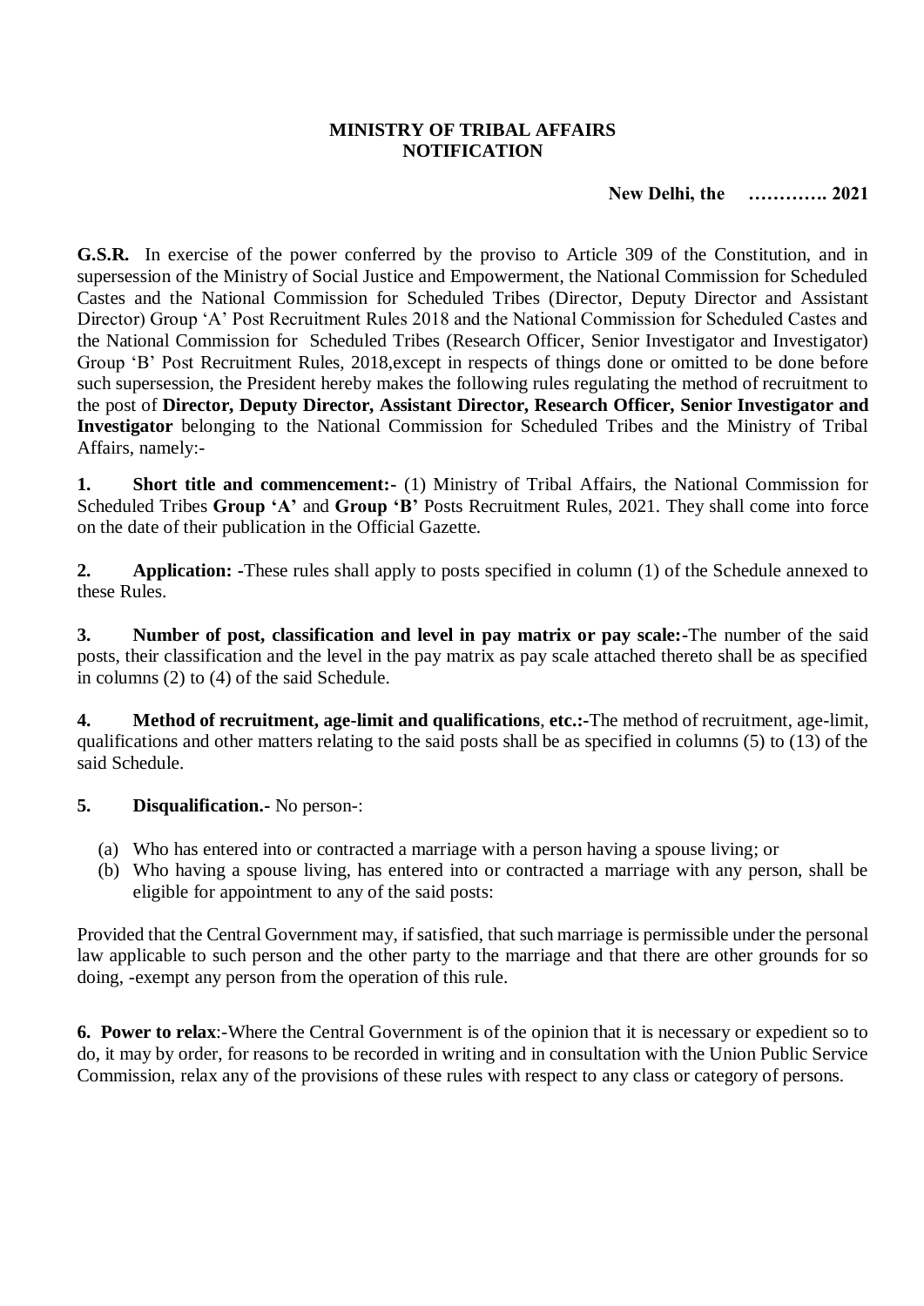**MINISTRY OF TRIBAL AFFAIRS**
**NOTIFICATION**

**New Delhi, the ………….. 2021**

**G.S.R.** In exercise of the power conferred by the proviso to Article 309 of the Constitution, and in supersession of the Ministry of Social Justice and Empowerment, the National Commission for Scheduled Castes and the National Commission for Scheduled Tribes (Director, Deputy Director and Assistant Director) Group 'A' Post Recruitment Rules 2018 and the National Commission for Scheduled Castes and the National Commission for Scheduled Tribes (Research Officer, Senior Investigator and Investigator) Group 'B' Post Recruitment Rules, 2018,except in respects of things done or omitted to be done before such supersession, the President hereby makes the following rules regulating the method of recruitment to the post of **Director, Deputy Director, Assistant Director, Research Officer, Senior Investigator and Investigator** belonging to the National Commission for Scheduled Tribes and the Ministry of Tribal Affairs, namely:-

**1. Short title and commencement:-** (1) Ministry of Tribal Affairs, the National Commission for Scheduled Tribes **Group 'A'** and **Group 'B'** Posts Recruitment Rules, 2021. They shall come into force on the date of their publication in the Official Gazette.

**2. Application: -**These rules shall apply to posts specified in column (1) of the Schedule annexed to these Rules.

**3. Number of post, classification and level in pay matrix or pay scale:-**The number of the said posts, their classification and the level in the pay matrix as pay scale attached thereto shall be as specified in columns (2) to (4) of the said Schedule.

**4. Method of recruitment, age-limit and qualifications**, **etc.:-**The method of recruitment, age-limit, qualifications and other matters relating to the said posts shall be as specified in columns (5) to (13) of the said Schedule.

**5. Disqualification.-** No person-:

(a) Who has entered into or contracted a marriage with a person having a spouse living; or
(b) Who having a spouse living, has entered into or contracted a marriage with any person, shall be eligible for appointment to any of the said posts:

Provided that the Central Government may, if satisfied, that such marriage is permissible under the personal law applicable to such person and the other party to the marriage and that there are other grounds for so doing, -exempt any person from the operation of this rule.

**6. Power to relax**:-Where the Central Government is of the opinion that it is necessary or expedient so to do, it may by order, for reasons to be recorded in writing and in consultation with the Union Public Service Commission, relax any of the provisions of these rules with respect to any class or category of persons.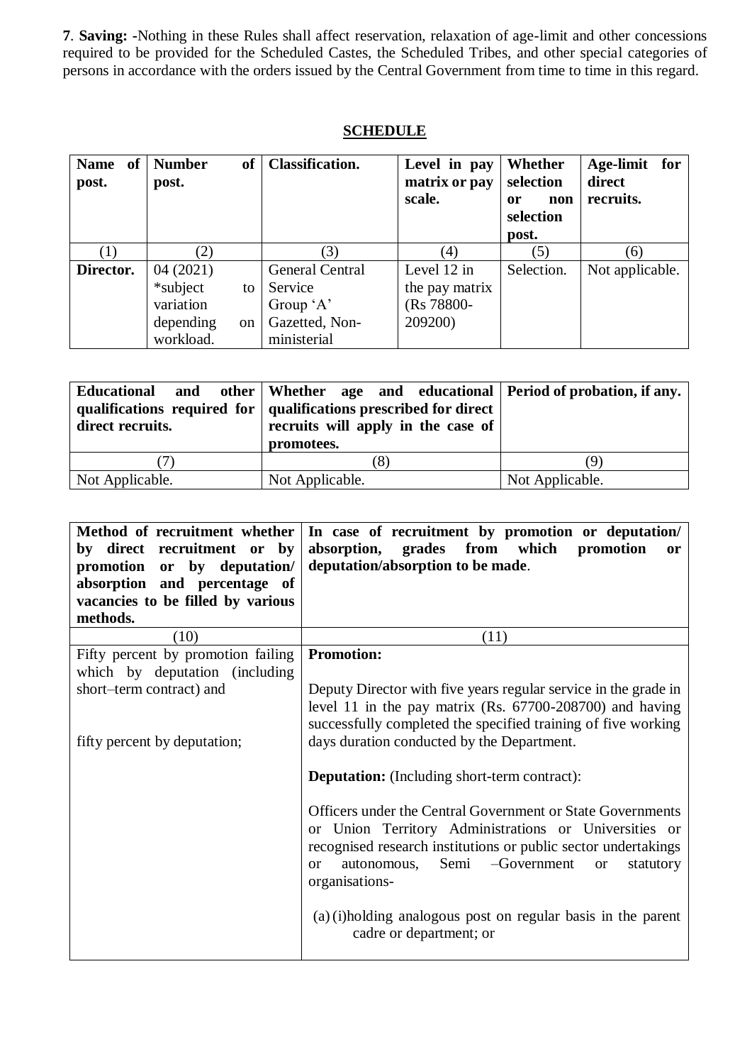**7**. **Saving: -**Nothing in these Rules shall affect reservation, relaxation of age-limit and other concessions required to be provided for the Scheduled Castes, the Scheduled Tribes, and other special categories of persons in accordance with the orders issued by the Central Government from time to time in this regard.

## SCHEDULE

| **Name of post.** | **Number of post.** | **Classification.** | **Level in pay matrix or pay scale.** | **Whether selection or non selection post.** | **Age-limit for direct recruits.** |
|---|---|---|---|---|---|
| (1) | (2) | (3) | (4) | (5) | (6) |
| **Director.** | 04 (2021) *subject to variation depending on workload. | General Central Service Group 'A' Gazetted, Non-ministerial | Level 12 in the pay matrix (Rs 78800-209200) | Selection. | Not applicable. |

| **Educational and other qualifications required for direct recruits.** | **Whether age and educational qualifications prescribed for direct recruits will apply in the case of promotees.** | **Period of probation, if any.** |
|---|---|---|
| (7) | (8) | (9) |
| Not Applicable. | Not Applicable. | Not Applicable. |

| **Method of recruitment whether by direct recruitment or by promotion or by deputation/ absorption and percentage of vacancies to be filled by various methods.** | **In case of recruitment by promotion or deputation/ absorption, grades from which promotion or deputation/absorption to be made**. |
|---|---|
| (10) | (11) |
| Fifty percent by promotion failing which by deputation (including short–term contract) and<br><br>fifty percent by deputation; | **Promotion:**<br><br>Deputy Director with five years regular service in the grade in level 11 in the pay matrix (Rs. 67700-208700) and having successfully completed the specified training of five working days duration conducted by the Department.<br><br>**Deputation:** (Including short-term contract):<br><br>Officers under the Central Government or State Governments or Union Territory Administrations or Universities or recognised research institutions or public sector undertakings or autonomous, Semi –Government or statutory organisations-<br><br>(a) (i)holding analogous post on regular basis in the parent cadre or department; or |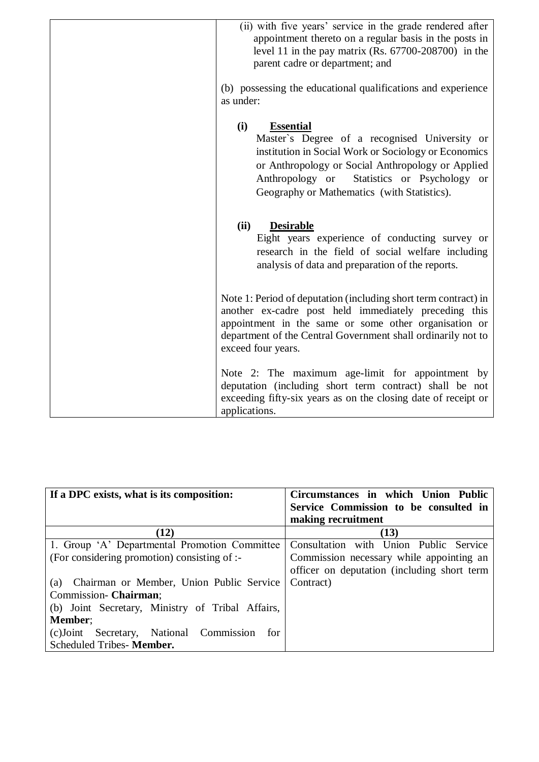| | (ii) with five years' service in the grade rendered after appointment thereto on a regular basis in the posts in level 11 in the pay matrix (Rs. 67700-208700) in the parent cadre or department; and<br><br>(b) possessing the educational qualifications and experience as under:<br><br>**(i) Essential**<br>Master`s Degree of a recognised University or institution in Social Work or Sociology or Economics or Anthropology or Social Anthropology or Applied Anthropology or Statistics or Psychology or Geography or Mathematics (with Statistics).<br><br>**(ii) Desirable**<br>Eight years experience of conducting survey or research in the field of social welfare including analysis of data and preparation of the reports.<br><br>Note 1: Period of deputation (including short term contract) in another ex-cadre post held immediately preceding this appointment in the same or some other organisation or department of the Central Government shall ordinarily not to exceed four years.<br><br>Note 2: The maximum age-limit for appointment by deputation (including short term contract) shall be not exceeding fifty-six years as on the closing date of receipt or applications. |
|---|---|

| If a DPC exists, what is its composition: | Circumstances in which Union Public Service Commission to be consulted in making recruitment |
|---|---|
| (12) | (13) |
| 1. Group 'A' Departmental Promotion Committee (For considering promotion) consisting of :-<br><br>(a) Chairman or Member, Union Public Service Commission- **Chairman**;<br>(b) Joint Secretary, Ministry of Tribal Affairs, **Member**;<br>(c)Joint Secretary, National Commission for Scheduled Tribes- **Member.** | Consultation with Union Public Service Commission necessary while appointing an officer on deputation (including short term Contract) |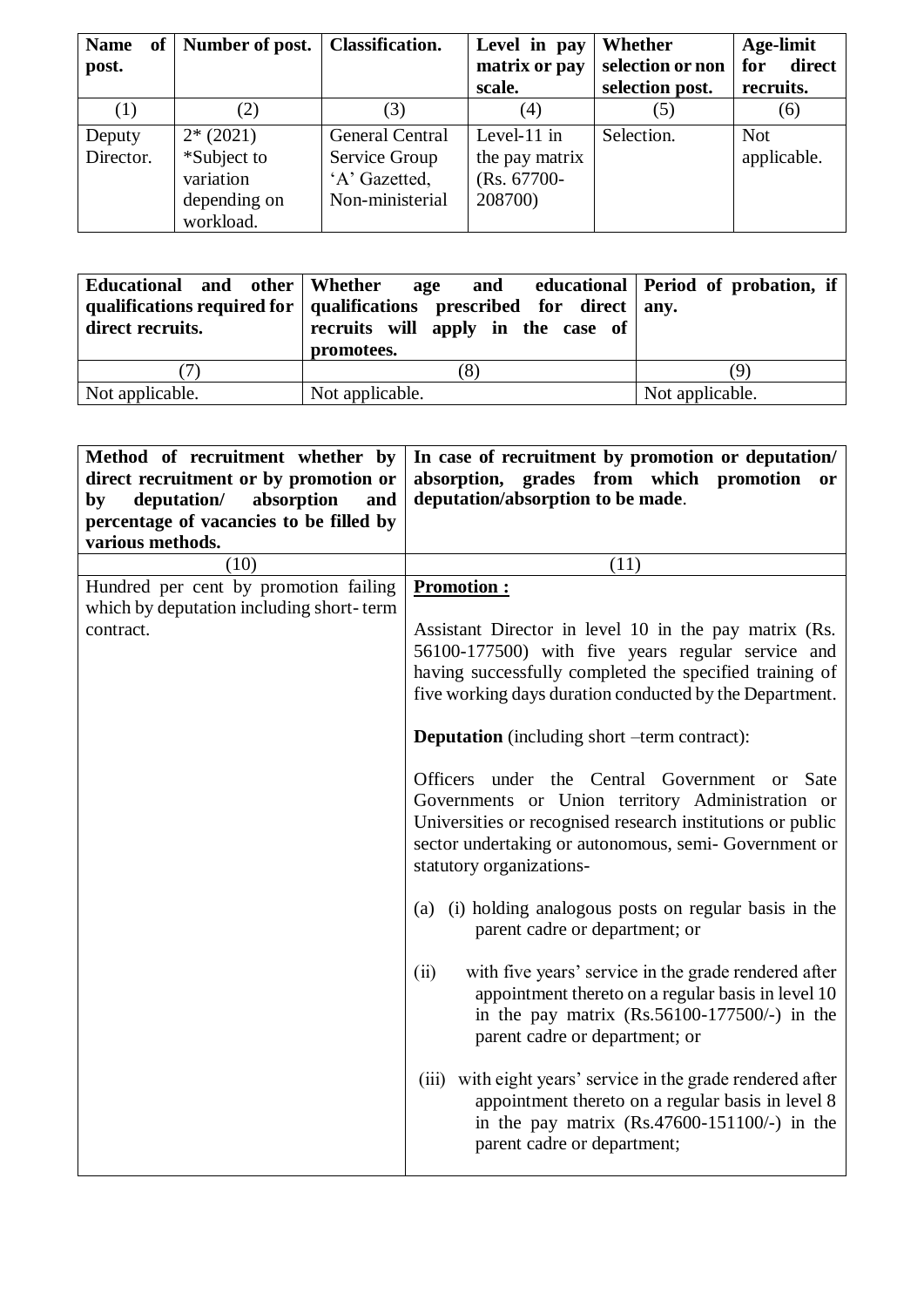| Name of post. | Number of post. | Classification. | Level in pay matrix or pay scale. | Whether selection or non selection post. | Age-limit for direct recruits. |
|---|---|---|---|---|---|
| (1) | (2) | (3) | (4) | (5) | (6) |
| Deputy Director. | 2* (2021) *Subject to variation depending on workload. | General Central Service Group 'A' Gazetted, Non-ministerial | Level-11 in the pay matrix (Rs. 67700-208700) | Selection. | Not applicable. |

| Educational and other qualifications required for direct recruits. | Whether age and educational qualifications prescribed for direct recruits will apply in the case of promotees. | Period of probation, if any. |
|---|---|---|
| (7) | (8) | (9) |
| Not applicable. | Not applicable. | Not applicable. |

| Method of recruitment whether by direct recruitment or by promotion or by deputation/ absorption and percentage of vacancies to be filled by various methods. | In case of recruitment by promotion or deputation/ absorption, grades from which promotion or deputation/absorption to be made. |
|---|---|
| (10) | (11) |
| Hundred per cent by promotion failing which by deputation including short-term contract. | **Promotion :**<br><br>Assistant Director in level 10 in the pay matrix (Rs. 56100-177500) with five years regular service and having successfully completed the specified training of five working days duration conducted by the Department.<br><br>**Deputation** (including short –term contract):<br><br>Officers under the Central Government or Sate Governments or Union territory Administration or Universities or recognised research institutions or public sector undertaking or autonomous, semi- Government or statutory organizations-<br><br>(a) (i) holding analogous posts on regular basis in the parent cadre or department; or<br><br>(ii) with five years' service in the grade rendered after appointment thereto on a regular basis in level 10 in the pay matrix (Rs.56100-177500/-) in the parent cadre or department; or<br><br>(iii) with eight years' service in the grade rendered after appointment thereto on a regular basis in level 8 in the pay matrix (Rs.47600-151100/-) in the parent cadre or department; |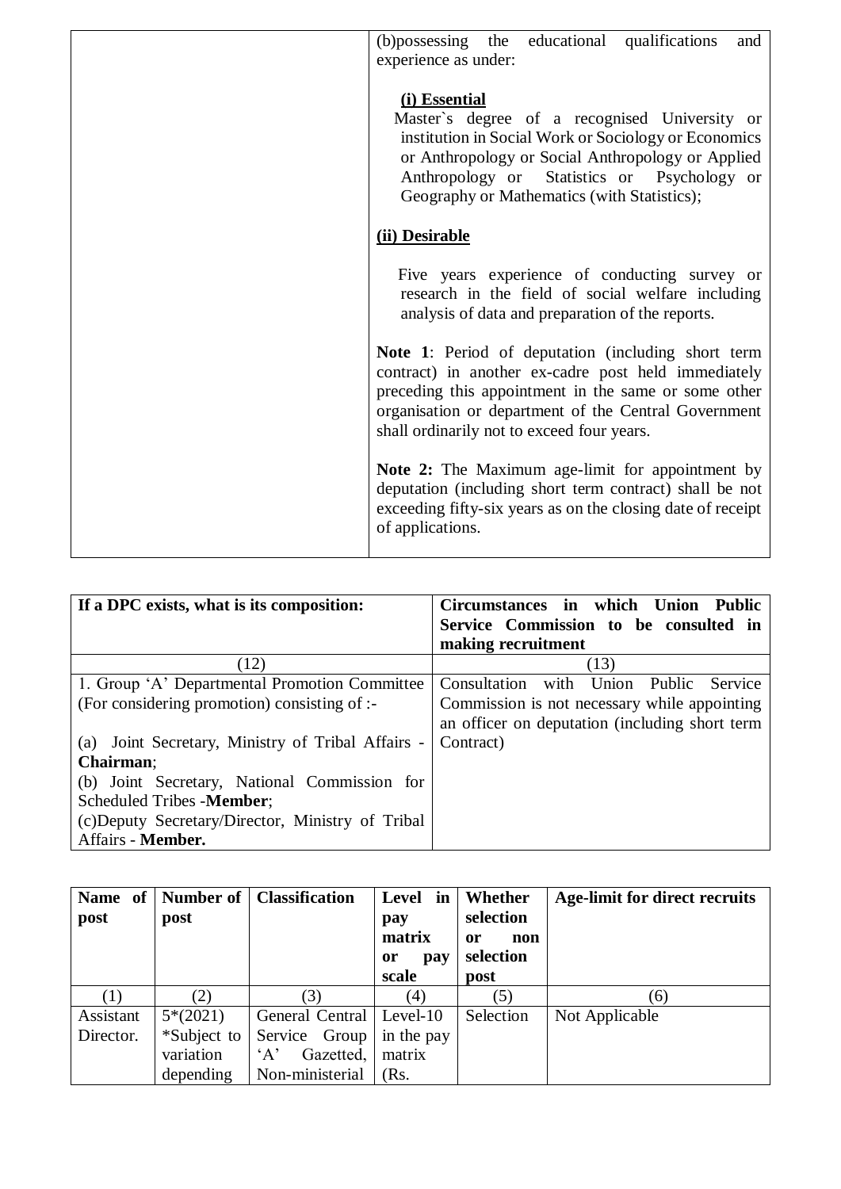| | (b)possessing the educational qualifications and experience as under:<br><br>**(i) Essential**<br>Master`s degree of a recognised University or institution in Social Work or Sociology or Economics or Anthropology or Social Anthropology or Applied Anthropology or Statistics or Psychology or Geography or Mathematics (with Statistics);<br><br>**(ii) Desirable**<br><br>Five years experience of conducting survey or research in the field of social welfare including analysis of data and preparation of the reports.<br><br>**Note 1**: Period of deputation (including short term contract) in another ex-cadre post held immediately preceding this appointment in the same or some other organisation or department of the Central Government shall ordinarily not to exceed four years.<br><br>**Note 2:** The Maximum age-limit for appointment by deputation (including short term contract) shall be not exceeding fifty-six years as on the closing date of receipt of applications. |
|---|---|

| If a DPC exists, what is its composition: | Circumstances in which Union Public Service Commission to be consulted in making recruitment |
|---|---|
| (12) | (13) |
| 1. Group 'A' Departmental Promotion Committee (For considering promotion) consisting of :-<br><br>(a) Joint Secretary, Ministry of Tribal Affairs - **Chairman**;<br>(b) Joint Secretary, National Commission for Scheduled Tribes -**Member**;<br>(c)Deputy Secretary/Director, Ministry of Tribal Affairs - **Member.** | Consultation with Union Public Service Commission is not necessary while appointing an officer on deputation (including short term Contract) |

| Name of post | Number of post | Classification | Level in pay matrix or pay scale | Whether selection or non selection post | Age-limit for direct recruits |
|---|---|---|---|---|---|
| (1) | (2) | (3) | (4) | (5) | (6) |
| Assistant Director. | 5*(2021)<br>*Subject to variation depending | General Central Service Group 'A' Gazetted, Non-ministerial | Level-10 in the pay matrix (Rs. | Selection | Not Applicable |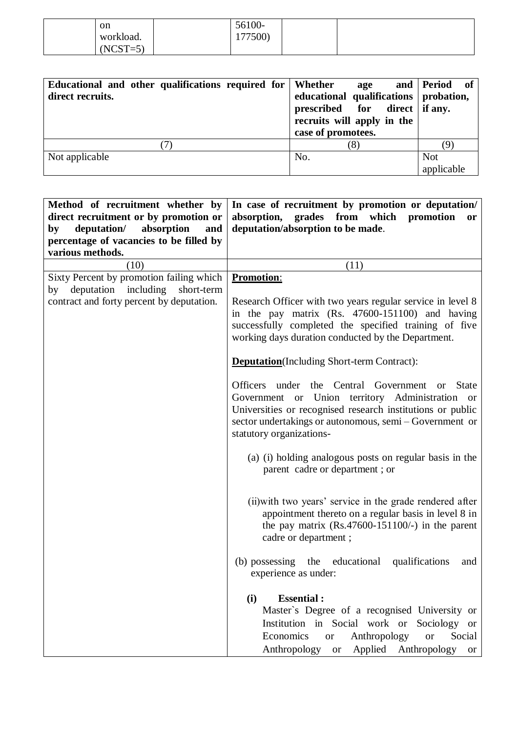| | on workload. (NCST=5) | | 56100-177500) | | |
|---|---|---|---|---|---|

| Educational and other qualifications required for direct recruits. | Whether age and educational qualifications prescribed for direct recruits will apply in the case of promotees. | Period of probation, if any. |
|---|---|---|
| (7) | (8) | (9) |
| Not applicable | No. | Not applicable |

| Method of recruitment whether by direct recruitment or by promotion or by deputation/ absorption and percentage of vacancies to be filled by various methods. | In case of recruitment by promotion or deputation/ absorption, grades from which promotion or deputation/absorption to be made. |
|---|---|
| (10) | (11) |
| Sixty Percent by promotion failing which by deputation including short-term contract and forty percent by deputation. | **Promotion**:<br><br>Research Officer with two years regular service in level 8 in the pay matrix (Rs. 47600-151100) and having successfully completed the specified training of five working days duration conducted by the Department.<br><br>**Deputation**(Including Short-term Contract):<br><br>Officers under the Central Government or State Government or Union territory Administration or Universities or recognised research institutions or public sector undertakings or autonomous, semi – Government or statutory organizations-<br><br>(a) (i) holding analogous posts on regular basis in the parent cadre or department ; or<br><br>(ii)with two years' service in the grade rendered after appointment thereto on a regular basis in level 8 in the pay matrix (Rs.47600-151100/-) in the parent cadre or department ;<br><br>(b) possessing the educational qualifications and experience as under:<br><br>**(i) Essential :**<br>Master`s Degree of a recognised University or Institution in Social work or Sociology or Economics or Anthropology or Social Anthropology or Applied Anthropology or |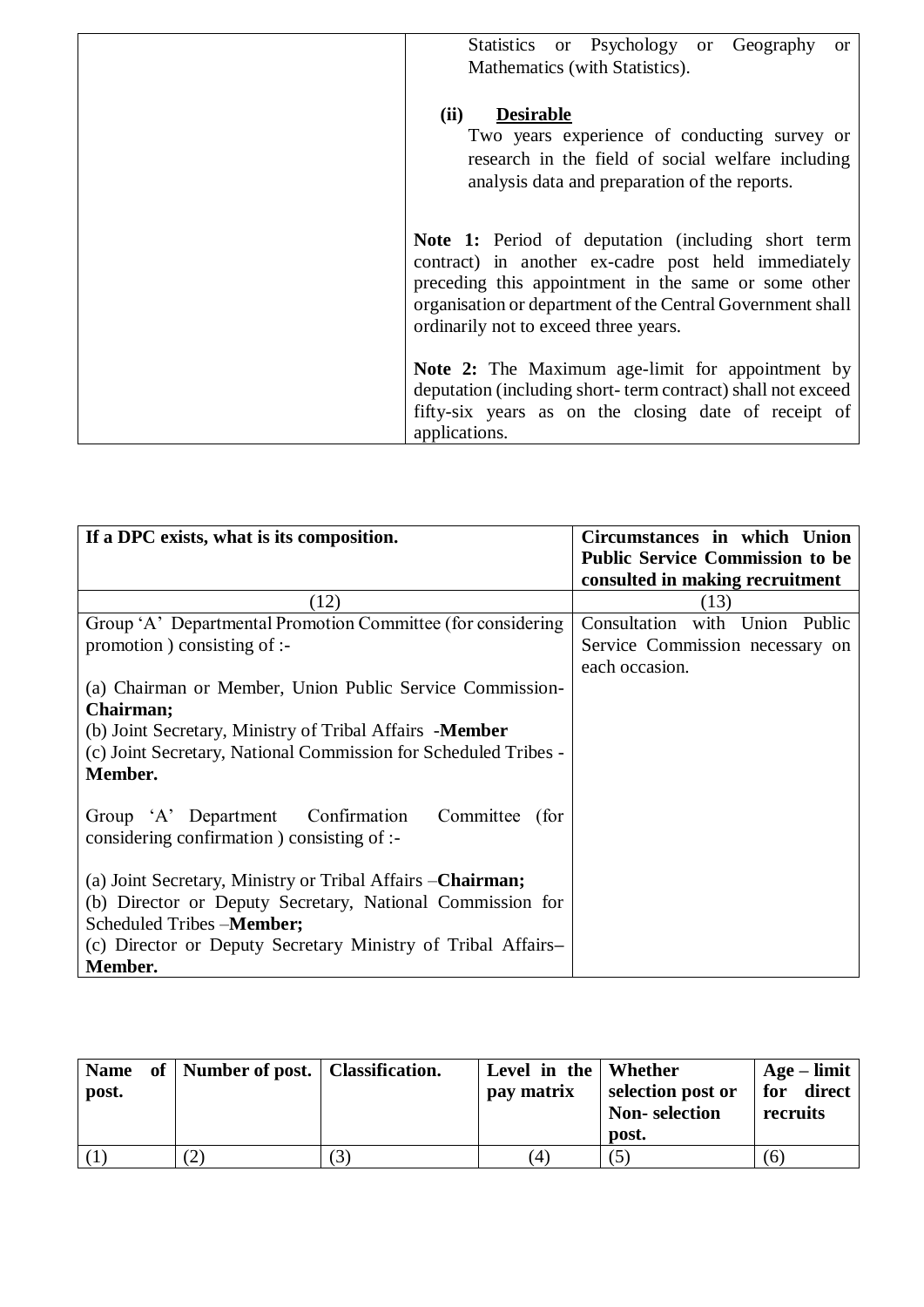| | Statistics or Psychology or Geography or Mathematics (with Statistics).<br><br>**(ii) Desirable**<br>Two years experience of conducting survey or research in the field of social welfare including analysis data and preparation of the reports.<br><br>**Note 1:** Period of deputation (including short term contract) in another ex-cadre post held immediately preceding this appointment in the same or some other organisation or department of the Central Government shall ordinarily not to exceed three years.<br><br>**Note 2:** The Maximum age-limit for appointment by deputation (including short- term contract) shall not exceed fifty-six years as on the closing date of receipt of applications. |
|---|---|

| **If a DPC exists, what is its composition.** | **Circumstances in which Union Public Service Commission to be consulted in making recruitment** |
|---|---|
| (12) | (13) |
| Group 'A' Departmental Promotion Committee (for considering promotion ) consisting of :-<br><br>(a) Chairman or Member, Union Public Service Commission- **Chairman;**<br>(b) Joint Secretary, Ministry of Tribal Affairs -**Member**<br>(c) Joint Secretary, National Commission for Scheduled Tribes - **Member.**<br><br>Group 'A' Department Confirmation Committee (for considering confirmation ) consisting of :-<br><br>(a) Joint Secretary, Ministry or Tribal Affairs –**Chairman;**<br>(b) Director or Deputy Secretary, National Commission for Scheduled Tribes –**Member;**<br>(c) Director or Deputy Secretary Ministry of Tribal Affairs– **Member.** | Consultation with Union Public Service Commission necessary on each occasion. |

| **Name of post.** | **Number of post.** | **Classification.** | **Level in the pay matrix** | **Whether selection post or Non- selection post.** | **Age – limit for direct recruits** |
|---|---|---|---|---|---|
| (1) | (2) | (3) | (4) | (5) | (6) |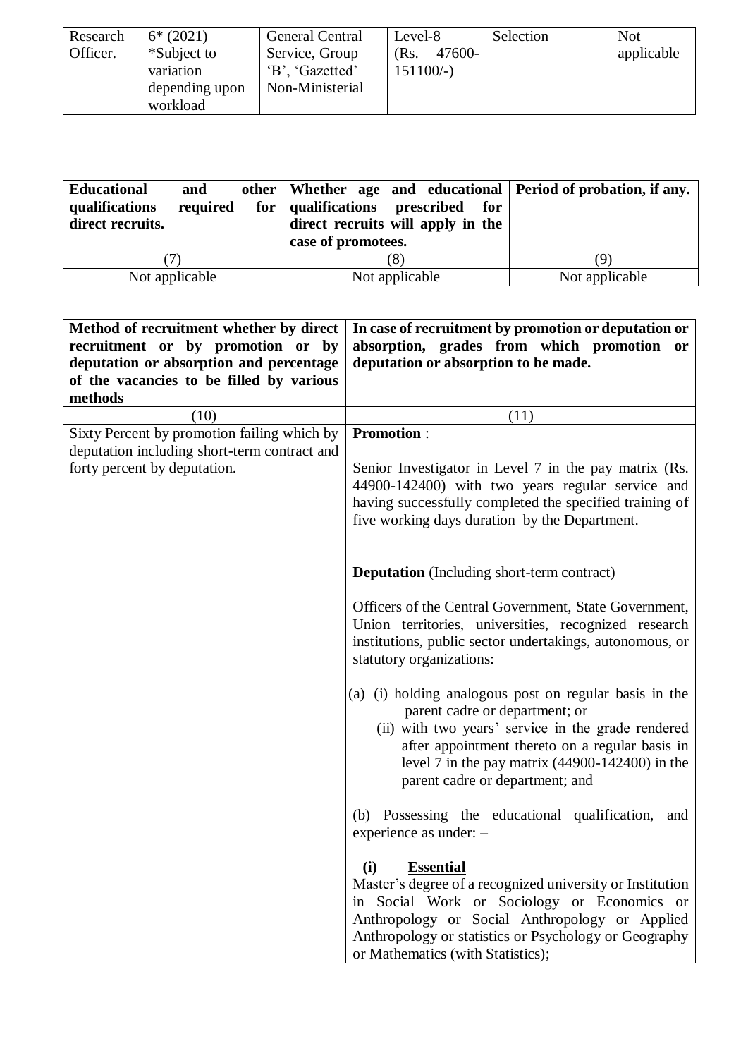| Research Officer. | 6* (2021) *Subject to variation depending upon workload | General Central Service, Group 'B', 'Gazetted' Non-Ministerial | Level-8 (Rs. 47600-151100/-) | Selection | Not applicable |
|---|---|---|---|---|---|

| **Educational and other qualifications required for direct recruits.** | **Whether age and educational qualifications prescribed for direct recruits will apply in the case of promotees.** | **Period of probation, if any.** |
|---|---|---|
| (7) | (8) | (9) |
| Not applicable | Not applicable | Not applicable |

| **Method of recruitment whether by direct recruitment or by promotion or by deputation or absorption and percentage of the vacancies to be filled by various methods** | **In case of recruitment by promotion or deputation or absorption, grades from which promotion or deputation or absorption to be made.** |
|---|---|
| (10) | (11) |
| Sixty Percent by promotion failing which by deputation including short-term contract and forty percent by deputation. | **Promotion** :<br><br>Senior Investigator in Level 7 in the pay matrix (Rs. 44900-142400) with two years regular service and having successfully completed the specified training of five working days duration by the Department.<br><br>**Deputation** (Including short-term contract)<br><br>Officers of the Central Government, State Government, Union territories, universities, recognized research institutions, public sector undertakings, autonomous, or statutory organizations:<br><br>(a) (i) holding analogous post on regular basis in the parent cadre or department; or<br>(ii) with two years' service in the grade rendered after appointment thereto on a regular basis in level 7 in the pay matrix (44900-142400) in the parent cadre or department; and<br><br>(b) Possessing the educational qualification, and experience as under: –<br><br>**(i) Essential**<br>Master's degree of a recognized university or Institution in Social Work or Sociology or Economics or Anthropology or Social Anthropology or Applied Anthropology or statistics or Psychology or Geography or Mathematics (with Statistics); |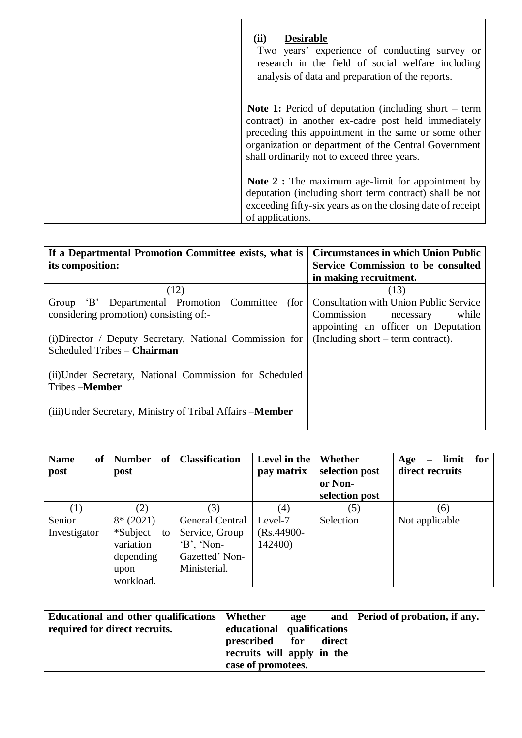| | **(ii) Desirable**<br>Two years' experience of conducting survey or research in the field of social welfare including analysis of data and preparation of the reports.<br><br>**Note 1:** Period of deputation (including short – term contract) in another ex-cadre post held immediately preceding this appointment in the same or some other organization or department of the Central Government shall ordinarily not to exceed three years.<br><br>**Note 2 :** The maximum age-limit for appointment by deputation (including short term contract) shall be not exceeding fifty-six years as on the closing date of receipt of applications. |
|---|---|

| **If a Departmental Promotion Committee exists, what is its composition:** | **Circumstances in which Union Public Service Commission to be consulted in making recruitment.** |
|---|---|
| (12) | (13) |
| Group 'B' Departmental Promotion Committee (for considering promotion) consisting of:-<br><br>(i)Director / Deputy Secretary, National Commission for Scheduled Tribes – **Chairman**<br><br>(ii)Under Secretary, National Commission for Scheduled Tribes –**Member**<br><br>(iii)Under Secretary, Ministry of Tribal Affairs –**Member** | Consultation with Union Public Service Commission necessary while appointing an officer on Deputation (Including short – term contract). |

| **Name of post** | **Number of post** | **Classification** | **Level in the pay matrix** | **Whether selection post or Non-selection post** | **Age – limit for direct recruits** |
|---|---|---|---|---|---|
| (1) | (2) | (3) | (4) | (5) | (6) |
| Senior Investigator | 8* (2021)<br>*Subject to variation depending upon workload. | General Central Service, Group 'B', 'Non-Gazetted' Non-Ministerial. | Level-7 (Rs.44900-142400) | Selection | Not applicable |

| **Educational and other qualifications required for direct recruits.** | **Whether age and educational qualifications prescribed for direct recruits will apply in the case of promotees.** | **Period of probation, if any.** |
|---|---|---|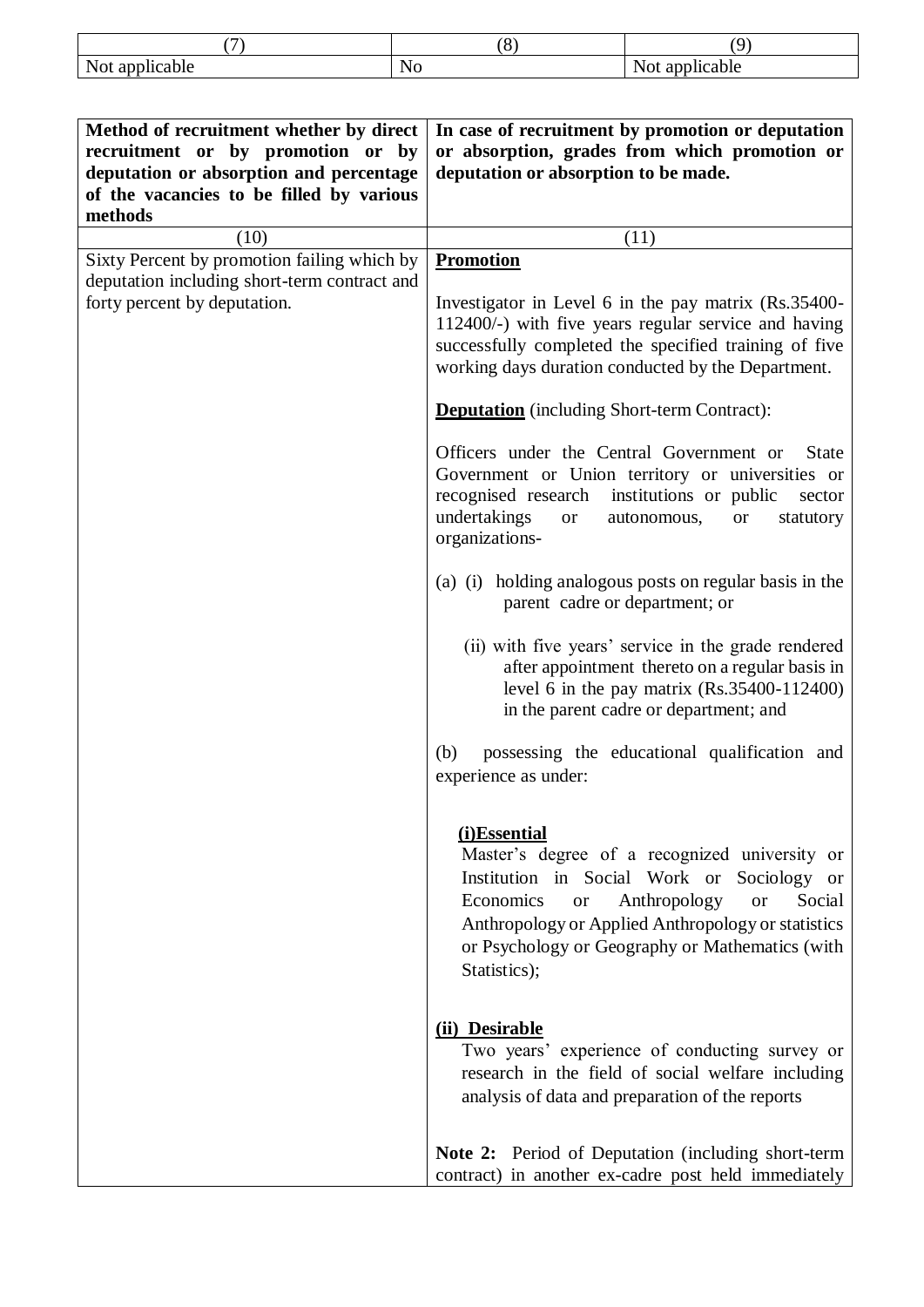| (7) | (8) | (9) |
|---|---|---|
| Not applicable | No | Not applicable |

| **Method of recruitment whether by direct recruitment or by promotion or by deputation or absorption and percentage of the vacancies to be filled by various methods** | **In case of recruitment by promotion or deputation or absorption, grades from which promotion or deputation or absorption to be made.** |
|---|---|
| (10) | (11) |
| Sixty Percent by promotion failing which by deputation including short-term contract and forty percent by deputation. | **Promotion**<br><br>Investigator in Level 6 in the pay matrix (Rs.35400-112400/-) with five years regular service and having successfully completed the specified training of five working days duration conducted by the Department.<br><br>**Deputation** (including Short-term Contract):<br><br>Officers under the Central Government or State Government or Union territory or universities or recognised research institutions or public sector undertakings or autonomous, or statutory organizations-<br><br>(a) (i) holding analogous posts on regular basis in the parent cadre or department; or<br><br>(ii) with five years' service in the grade rendered after appointment thereto on a regular basis in level 6 in the pay matrix (Rs.35400-112400) in the parent cadre or department; and<br><br>(b) possessing the educational qualification and experience as under:<br><br>**(i)Essential**<br>Master's degree of a recognized university or Institution in Social Work or Sociology or Economics or Anthropology or Social Anthropology or Applied Anthropology or statistics or Psychology or Geography or Mathematics (with Statistics);<br><br>**(ii) Desirable**<br>Two years' experience of conducting survey or research in the field of social welfare including analysis of data and preparation of the reports<br><br>**Note 2:** Period of Deputation (including short-term contract) in another ex-cadre post held immediately |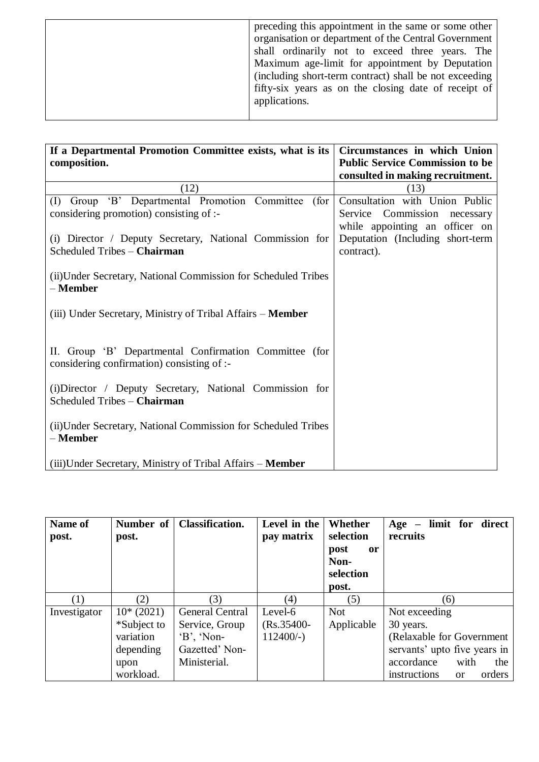| | |
|---|---|
| | preceding this appointment in the same or some other organisation or department of the Central Government shall ordinarily not to exceed three years. The Maximum age-limit for appointment by Deputation (including short-term contract) shall be not exceeding fifty-six years as on the closing date of receipt of applications. |

| **If a Departmental Promotion Committee exists, what is its composition.** | **Circumstances in which Union Public Service Commission to be consulted in making recruitment.** |
|---|---|
| (12) | (13) |
| (I) Group 'B' Departmental Promotion Committee (for considering promotion) consisting of :-<br><br>(i) Director / Deputy Secretary, National Commission for Scheduled Tribes – **Chairman**<br><br>(ii)Under Secretary, National Commission for Scheduled Tribes – **Member**<br><br>(iii) Under Secretary, Ministry of Tribal Affairs – **Member**<br><br>II. Group 'B' Departmental Confirmation Committee (for considering confirmation) consisting of :-<br><br>(i)Director / Deputy Secretary, National Commission for Scheduled Tribes – **Chairman**<br><br>(ii)Under Secretary, National Commission for Scheduled Tribes – **Member**<br><br>(iii)Under Secretary, Ministry of Tribal Affairs – **Member** | Consultation with Union Public Service Commission necessary while appointing an officer on Deputation (Including short-term contract). |

| **Name of post.** | **Number of post.** | **Classification.** | **Level in the pay matrix** | **Whether selection post or Non-selection post.** | **Age – limit for direct recruits** |
|---|---|---|---|---|---|
| (1) | (2) | (3) | (4) | (5) | (6) |
| Investigator | 10* (2021)<br>*Subject to variation depending upon workload. | General Central Service, Group 'B', 'Non-Gazetted' Non-Ministerial. | Level-6<br>(Rs.35400-112400/-) | Not Applicable | Not exceeding 30 years.<br>(Relaxable for Government servants' upto five years in accordance with the instructions or orders |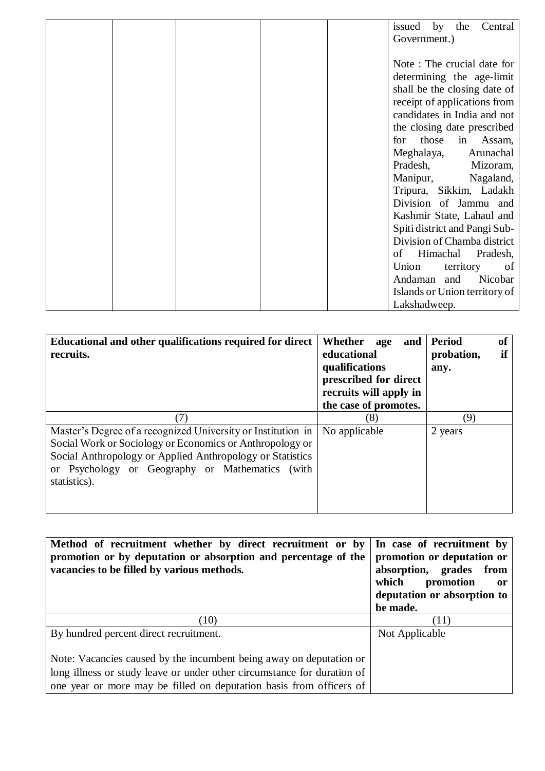|  |  |  |  |  | issued by the Central Government.)<br><br>Note : The crucial date for determining the age-limit shall be the closing date of receipt of applications from candidates in India and not the closing date prescribed for those in Assam, Meghalaya, Arunachal Pradesh, Mizoram, Manipur, Nagaland, Tripura, Sikkim, Ladakh Division of Jammu and Kashmir State, Lahaul and Spiti district and Pangi Sub-Division of Chamba district of Himachal Pradesh, Union territory of Andaman and Nicobar Islands or Union territory of Lakshadweep. |
|---|---|---|---|---|---|

| **Educational and other qualifications required for direct recruits.** | **Whether age and educational qualifications prescribed for direct recruits will apply in the case of promotes.** | **Period of probation, if any.** |
|---|---|---|
| (7) | (8) | (9) |
| Master's Degree of a recognized University or Institution in Social Work or Sociology or Economics or Anthropology or Social Anthropology or Applied Anthropology or Statistics or Psychology or Geography or Mathematics (with statistics). | No applicable | 2 years |

| **Method of recruitment whether by direct recruitment or by promotion or by deputation or absorption and percentage of the vacancies to be filled by various methods.** | **In case of recruitment by promotion or deputation or absorption, grades from which promotion or deputation or absorption to be made.** |
|---|---|
| (10) | (11) |
| By hundred percent direct recruitment.<br><br>Note: Vacancies caused by the incumbent being away on deputation or long illness or study leave or under other circumstance for duration of one year or more may be filled on deputation basis from officers of | Not Applicable |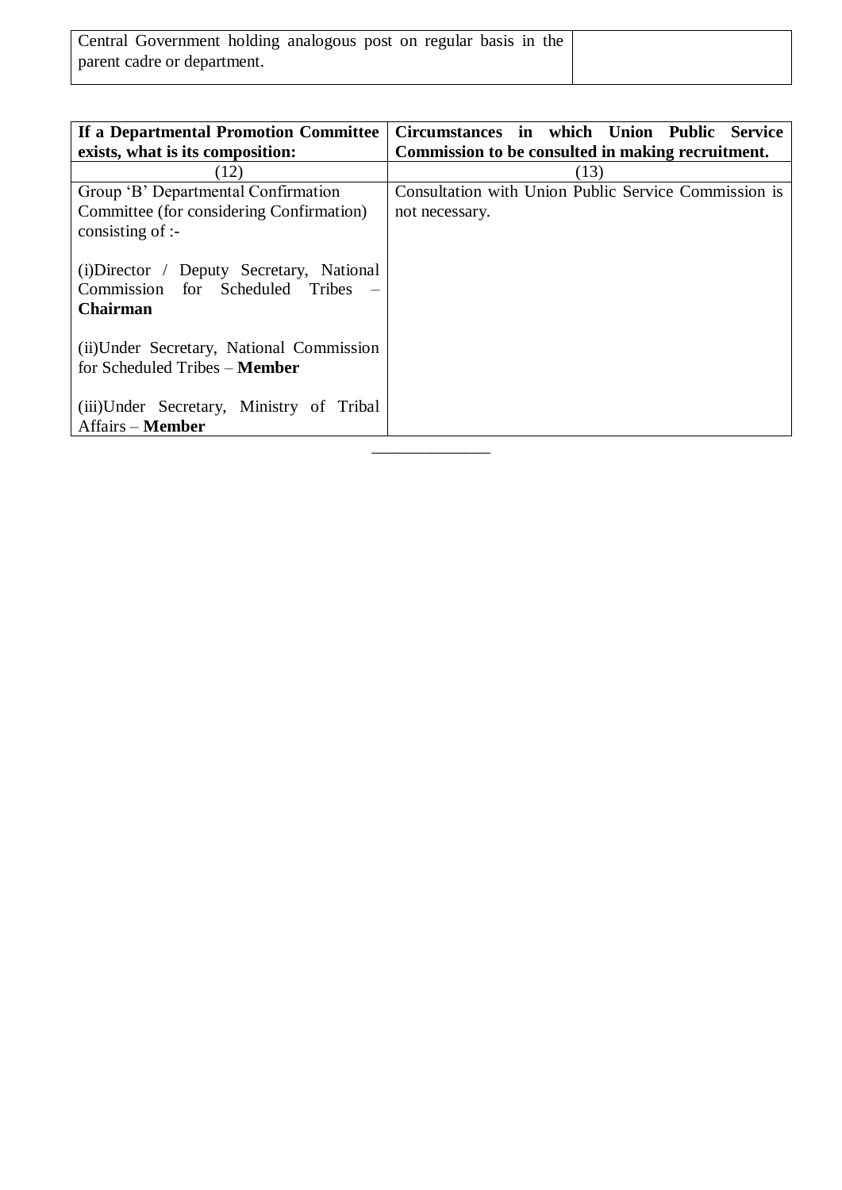| | |
|---|---|
| Central Government holding analogous post on regular basis in the parent cadre or department. | |

| If a Departmental Promotion Committee exists, what is its composition: | Circumstances in which Union Public Service Commission to be consulted in making recruitment. |
|---|---|
| (12) | (13) |
| Group 'B' Departmental Confirmation Committee (for considering Confirmation) consisting of :-<br><br>(i)Director / Deputy Secretary, National Commission for Scheduled Tribes – **Chairman**<br><br>(ii)Under Secretary, National Commission for Scheduled Tribes – **Member**<br><br>(iii)Under Secretary, Ministry of Tribal Affairs – **Member** | Consultation with Union Public Service Commission is not necessary. |

______________